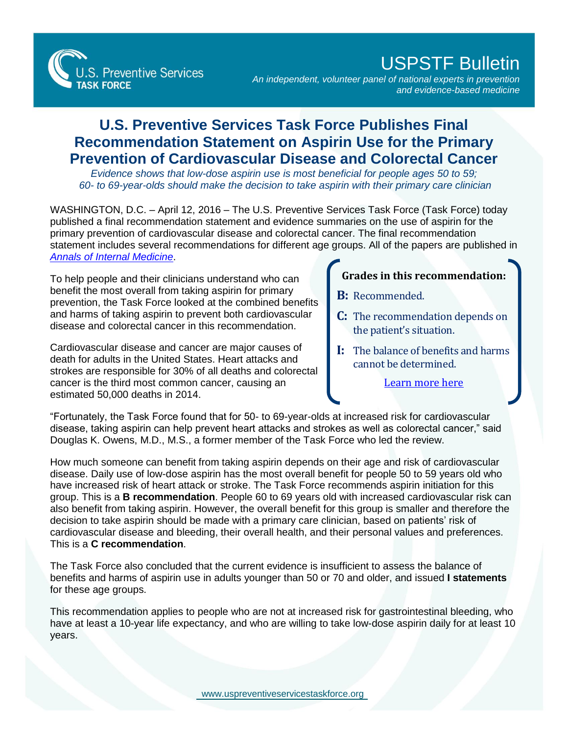# USPSTF Bulletin

*An independent, volunteer panel of national experts in prevention and evidence-based medicine*

## U.S. Preventive Services Task Force Publishes Final Recommendation Statement on Aspirin Use for the Primary Prevention of Cardiovascular Disease and Colorectal Cancer

*Evidence shows that low-dose aspirin use is most beneficial for people ages 50 to 59; 60- to 69-year-olds should make the decision to take aspirin with their primary care clinician*

WASHINGTON, D.C. – April 12, 2016 – The U.S. Preventive Services Task Force (Task Force) today published a final recommendation statement and evidence summaries on the use of aspirin for the primary prevention of cardiovascular disease and colorectal cancer. The final recommendation statement includes several recommendations for different age groups. All of the papers are published in *Annals of Internal Medicine*.

To help people and their clinicians understand who can benefit the most overall from taking aspirin for primary prevention, the Task Force looked at the combined benefits and harms of taking aspirin to prevent both cardiovascular disease and colorectal cancer in this recommendation.

Cardiovascular disease and cancer are major causes of death for adults in the United States. Heart attacks and strokes are responsible for 30% of all deaths and colorectal cancer is the third most common cancer, causing an estimated 50,000 deaths in 2014.

**Grades in this recommendation:**

- **B:** Recommended.
- **C:** The recommendation depends on the patient's situation.
- **I:** The balance of benefits and harms cannot be determined.

Learn more here

"Fortunately, the Task Force found that for 50- to 69-year-olds at increased risk for cardiovascular disease, taking aspirin can help prevent heart attacks and strokes as well as colorectal cancer," said Douglas K. Owens, M.D., M.S., a former member of the Task Force who led the review.

How much someone can benefit from taking aspirin depends on their age and risk of cardiovascular disease. Daily use of low-dose aspirin has the most overall benefit for people 50 to 59 years old who have increased risk of heart attack or stroke. The Task Force recommends aspirin initiation for this group. This is a **B recommendation**. People 60 to 69 years old with increased cardiovascular risk can also benefit from taking aspirin. However, the overall benefit for this group is smaller and therefore the decision to take aspirin should be made with a primary care clinician, based on patients' risk of cardiovascular disease and bleeding, their overall health, and their personal values and preferences. This is a **C recommendation**.

The Task Force also concluded that the current evidence is insufficient to assess the balance of benefits and harms of aspirin use in adults younger than 50 or 70 and older, and issued **I statements** for these age groups.

This recommendation applies to people who are not at increased risk for gastrointestinal bleeding, who have at least a 10-year life expectancy, and who are willing to take low-dose aspirin daily for at least 10 years.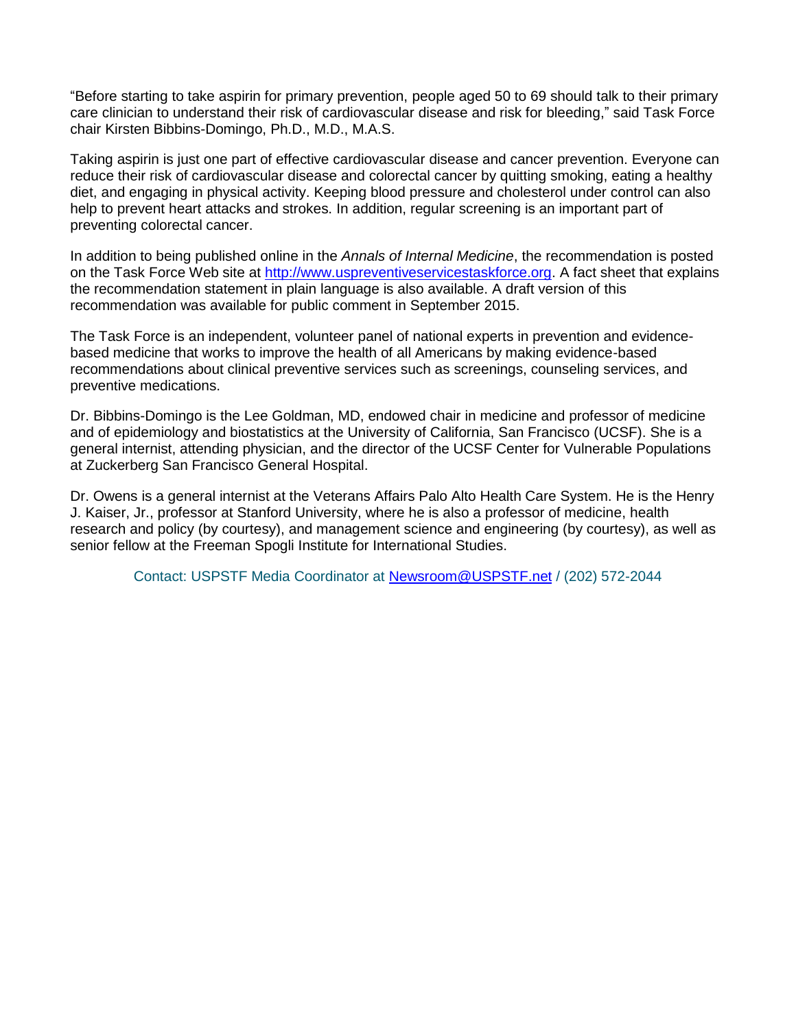"Before starting to take aspirin for primary prevention, people aged 50 to 69 should talk to their primary care clinician to understand their risk of cardiovascular disease and risk for bleeding," said Task Force chair Kirsten Bibbins-Domingo, Ph.D., M.D., M.A.S.

Taking aspirin is just one part of effective cardiovascular disease and cancer prevention. Everyone can reduce their risk of cardiovascular disease and colorectal cancer by quitting smoking, eating a healthy diet, and engaging in physical activity. Keeping blood pressure and cholesterol under control can also help to prevent heart attacks and strokes. In addition, regular screening is an important part of preventing colorectal cancer.

In addition to being published online in the *Annals of Internal Medicine*, the recommendation is posted on the Task Force Web site at [http://www.uspreventiveservicestaskforce.org](http://www.uspreventiveservicestaskforce.org). A fact sheet that explains the recommendation statement in plain language is also available. A draft version of this recommendation was available for public comment in September 2015.

The Task Force is an independent, volunteer panel of national experts in prevention and evidence-based medicine that works to improve the health of all Americans by making evidence-based recommendations about clinical preventive services such as screenings, counseling services, and preventive medications.

Dr. Bibbins-Domingo is the Lee Goldman, MD, endowed chair in medicine and professor of medicine and of epidemiology and biostatistics at the University of California, San Francisco (UCSF). She is a general internist, attending physician, and the director of the UCSF Center for Vulnerable Populations at Zuckerberg San Francisco General Hospital.

Dr. Owens is a general internist at the Veterans Affairs Palo Alto Health Care System. He is the Henry J. Kaiser, Jr., professor at Stanford University, where he is also a professor of medicine, health research and policy (by courtesy), and management science and engineering (by courtesy), as well as senior fellow at the Freeman Spogli Institute for International Studies.

Contact: USPSTF Media Coordinator at [Newsroom@USPSTF.net](mailto:Newsroom@USPSTF.net) / (202) 572-2044